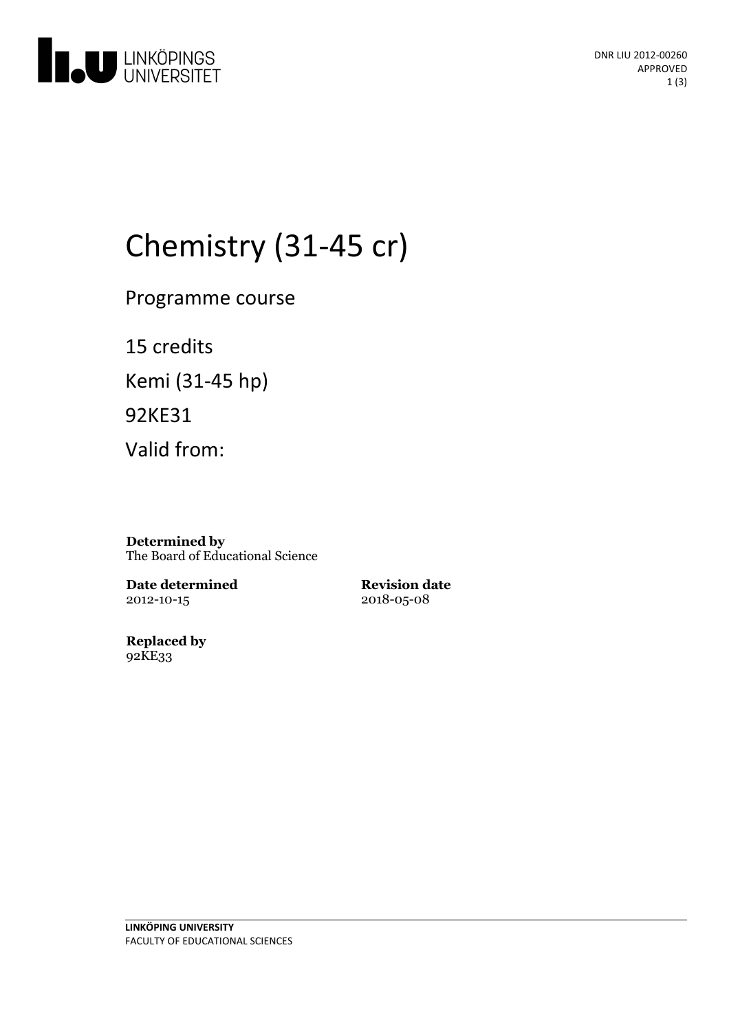DNR LIU 2012-00260
APPROVED

# Chemistry (31-45 cr)

Programme course

15 credits

Kemi (31-45 hp)

92KE31

Valid from:

**Determined by**
The Board of Educational Science

**Date determined**
2012-10-15

**Revision date**
2018-05-08

**Replaced by**
92KE33

**LINKÖPING UNIVERSITY**
FACULTY OF EDUCATIONAL SCIENCES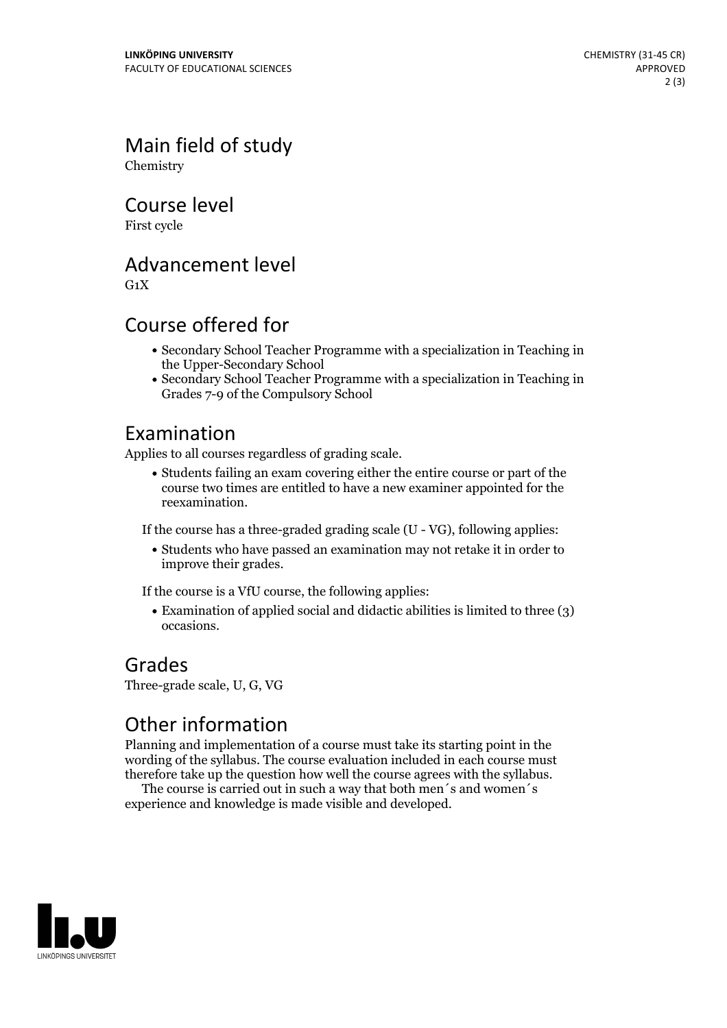## Main field of study

Chemistry

## Course level

First cycle

## Advancement level

G1X

## Course offered for

- Secondary School Teacher Programme with a specialization in Teaching in the Upper-Secondary School
- Secondary School Teacher Programme with a specialization in Teaching in Grades 7-9 of the Compulsory School

## Examination

Applies to all courses regardless of grading scale.

- Students failing an exam covering either the entire course or part of the course two times are entitled to have a new examiner appointed for the reexamination.

If the course has a three-graded grading scale (U - VG), following applies:

- Students who have passed an examination may not retake it in order to improve their grades.

If the course is a VfU course, the following applies:

- Examination of applied social and didactic abilities is limited to three (3) occasions.

## Grades

Three-grade scale, U, G, VG

## Other information

Planning and implementation of a course must take its starting point in the wording of the syllabus. The course evaluation included in each course must therefore take up the question how well the course agrees with the syllabus.

The course is carried out in such a way that both men´s and women´s experience and knowledge is made visible and developed.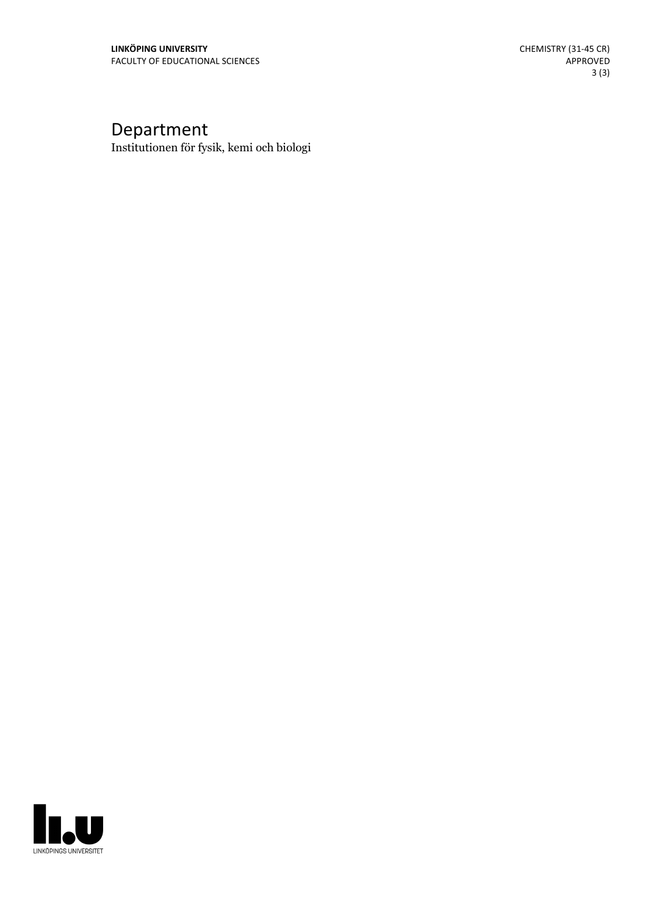## Department

Institutionen för fysik, kemi och biologi